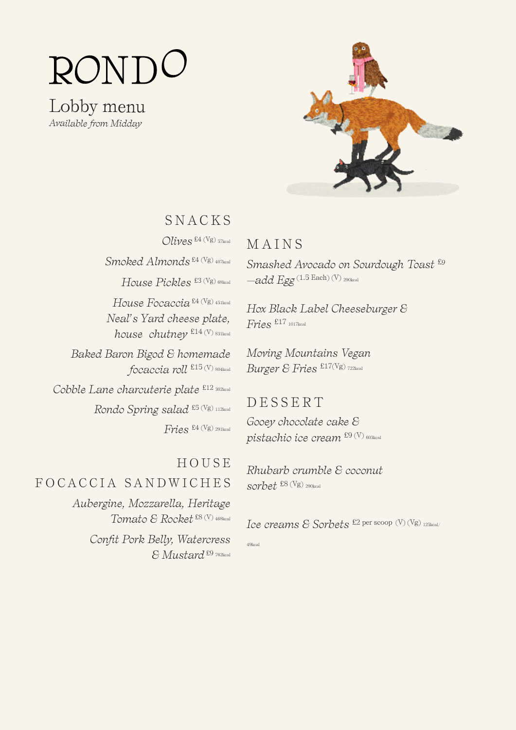# RONDO

## Lobby menu

*Available from Midday*

## SNACKS

*Olives* £4 (Vg) 57kcal

*Smoked Almonds* £4 (Vg) 407kcal

*House Pickles* £3 (Vg) 68kcal

*House Focaccia* £4 (Vg) 451kcal

*Neal's Yard cheese plate, house chutney* £14 (V) 831kcal

*Baked Baron Bigod & homemade focaccia roll* £15 (V) 804kcal

*Cobble Lane charcuterie plate* £12 302kcal

*Rondo Spring salad* £5 (Vg) 112kcal

*Fries* £4 (Vg) 291kcal

## HOUSE FOCACCIA SANDWICHES

*Aubergine, Mozzarella, Heritage Tomato & Rocket* £8 (V) 468kcal

*Confit Pork Belly, Watercress & Mustard* £9 762kcal

## MAINS

*Smashed Avocado on Sourdough Toast* £9 *—add Egg* (1.5 Each) (V) 290kcal

*Hox Black Label Cheeseburger & Fries* £17 1017kcal

*Moving Mountains Vegan Burger & Fries* £17(Vg) 722kcal

## DESSERT

*Gooey chocolate cake & pistachio ice cream* £9 (V) 603kcal

*Rhubarb crumble & coconut sorbet* £8 (Vg) 290kcal

*Ice creams & Sorbets* £2 per scoop (V) (Vg) 125kcal/49kcal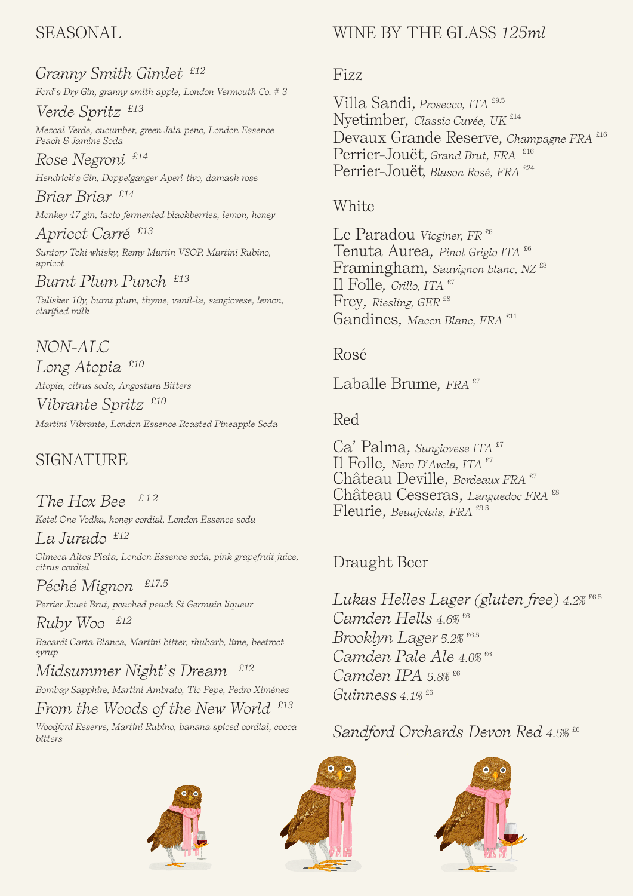## SEASONAL

### *Granny Smith Gimlet* £12
*Ford's Dry Gin, granny smith apple, London Vermouth Co. # 3*

### *Verde Spritz* £13
*Mezcal Verde, cucumber, green Jala-peno, London Essence Peach & Jamine Soda*

### *Rose Negroni* £14
*Hendrick's Gin, Doppelganger Aperi-tivo, damask rose*

### *Briar Briar* £14
*Monkey 47 gin, lacto-fermented blackberries, lemon, honey*

### *Apricot Carré* £13
*Suntory Toki whisky, Remy Martin VSOP, Martini Rubino, apricot*

### *Burnt Plum Punch* £13
*Talisker 10y, burnt plum, thyme, vanil-la, sangiovese, lemon, clarified milk*

## *NON-ALC*

### *Long Atopia* £10
*Atopia, citrus soda, Angostura Bitters*

### *Vibrante Spritz* £10
*Martini Vibrante, London Essence Roasted Pineapple Soda*

## SIGNATURE

### *The Hox Bee* £12
*Ketel One Vodka, honey cordial, London Essence soda*

### *La Jurado* £12
*Olmeca Altos Plata, London Essence soda, pink grapefruit juice, citrus cordial*

### *Péché Mignon* £17.5
*Perrier Jouet Brut, poached peach St Germain liqueur*

### *Ruby Woo* £12
*Bacardi Carta Blanca, Martini bitter, rhubarb, lime, beetroot syrup*

### *Midsummer Night's Dream* £12
*Bombay Sapphire, Martini Ambrato, Tio Pepe, Pedro Ximénez*

### *From the Woods of the New World* £13
*Woodford Reserve, Martini Rubino, banana spiced cordial, cocoa bitters*

## WINE BY THE GLASS *125ml*

### Fizz

Villa Sandi, *Prosecco, ITA* £9.5
Nyetimber, *Classic Cuvée, UK* £14
Devaux Grande Reserve, *Champagne FRA* £16
Perrier-Jouët, *Grand Brut, FRA* £16
Perrier-Jouët, *Blason Rosé, FRA* £24

### White

Le Paradou *Viogner, FR* £6
Tenuta Aurea, *Pinot Grigio ITA* £6
Framingham, *Sauvignon blanc, NZ* £8
Il Folle, *Grillo, ITA* £7
Frey, *Riesling, GER* £8
Gandines, *Macon Blanc, FRA* £11

### Rosé

Laballe Brume, *FRA* £7

### Red

Ca' Palma, *Sangiovese ITA* £7
Il Folle, *Nero D'Avola, ITA* £7
Château Deville, *Bordeaux FRA* £7
Château Cesseras, *Languedoc FRA* £8
Fleurie, *Beaujolais, FRA* £9.5

### Draught Beer

*Lukas Helles Lager (gluten free)* 4.2% £6.5
*Camden Hells* 4.6% £6
*Brooklyn Lager* 5.2% £6.5
*Camden Pale Ale* 4.0% £6
*Camden IPA* 5.8% £6
*Guinness* 4.1% £6

*Sandford Orchards Devon Red* 4.5% £6